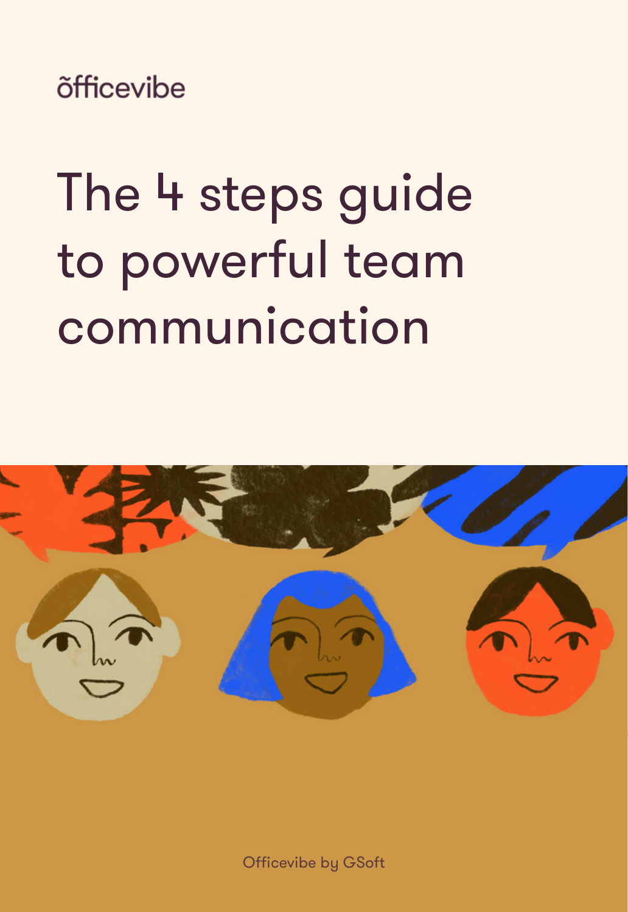õfficevibe

# The 4 steps guide to powerful team communication

Officevibe by GSoft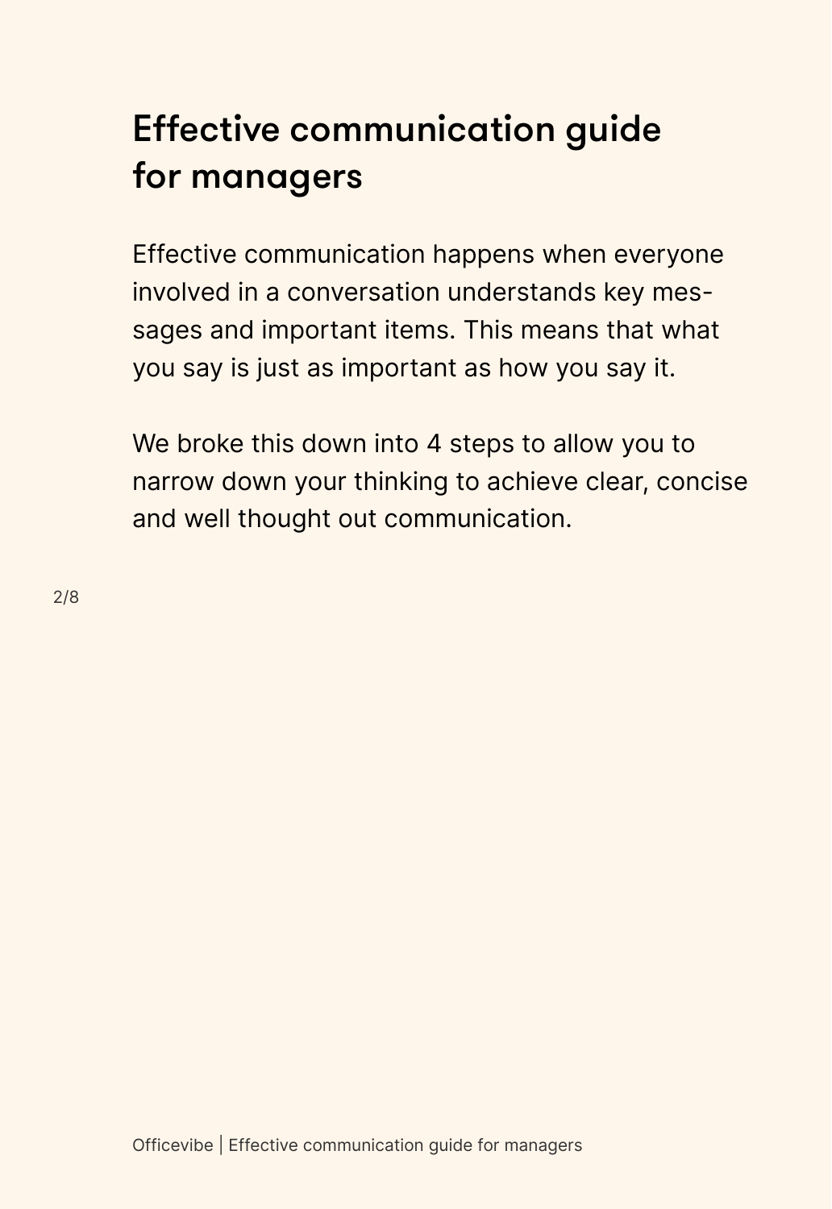# Effective communication guide for managers

Effective communication happens when everyone involved in a conversation understands key messages and important items. This means that what you say is just as important as how you say it.

We broke this down into 4 steps to allow you to narrow down your thinking to achieve clear, concise and well thought out communication.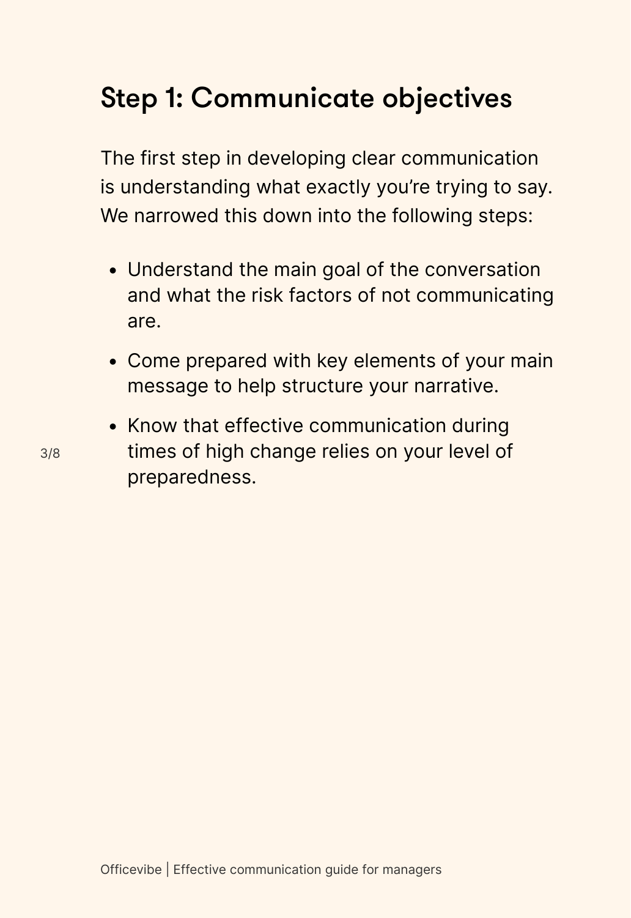## Step 1: Communicate objectives

The first step in developing clear communication is understanding what exactly you're trying to say. We narrowed this down into the following steps:

- Understand the main goal of the conversation and what the risk factors of not communicating are.
- Come prepared with key elements of your main message to help structure your narrative.
- Know that effective communication during times of high change relies on your level of preparedness.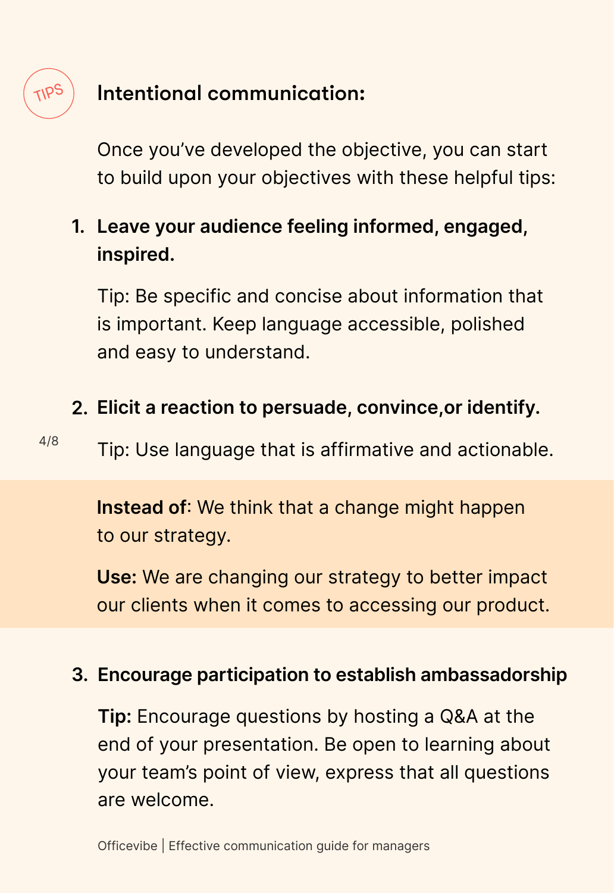TIPS

## Intentional communication:

Once you've developed the objective, you can start to build upon your objectives with these helpful tips:

1. **Leave your audience feeling informed, engaged, inspired.**

   Tip: Be specific and concise about information that is important. Keep language accessible, polished and easy to understand.

2. **Elicit a reaction to persuade, convince,or identify.**

   Tip: Use language that is affirmative and actionable.

   **Instead of**: We think that a change might happen to our strategy.

   **Use:** We are changing our strategy to better impact our clients when it comes to accessing our product.

3. **Encourage participation to establish ambassadorship**

   **Tip:** Encourage questions by hosting a Q&A at the end of your presentation. Be open to learning about your team's point of view, express that all questions are welcome.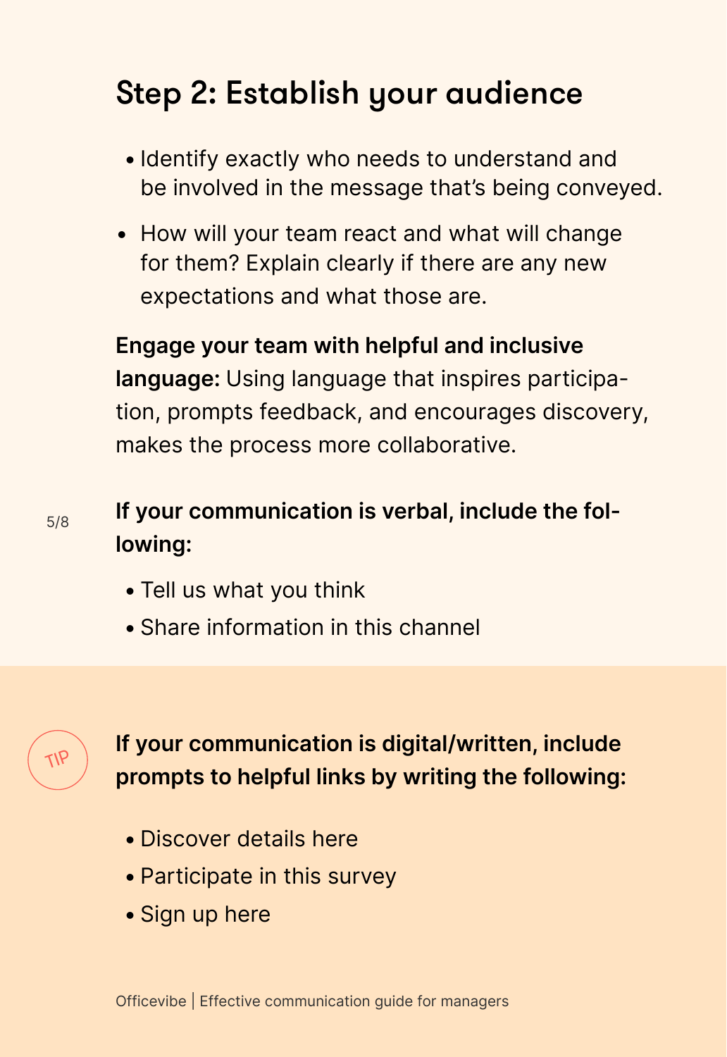## Step 2: Establish your audience

- Identify exactly who needs to understand and be involved in the message that's being conveyed.
- How will your team react and what will change for them? Explain clearly if there are any new expectations and what those are.

**Engage your team with helpful and inclusive language:** Using language that inspires participation, prompts feedback, and encourages discovery, makes the process more collaborative.

**If your communication is verbal, include the following:**

- Tell us what you think
- Share information in this channel

TIP

**If your communication is digital/written, include prompts to helpful links by writing the following:**

- Discover details here
- Participate in this survey
- Sign up here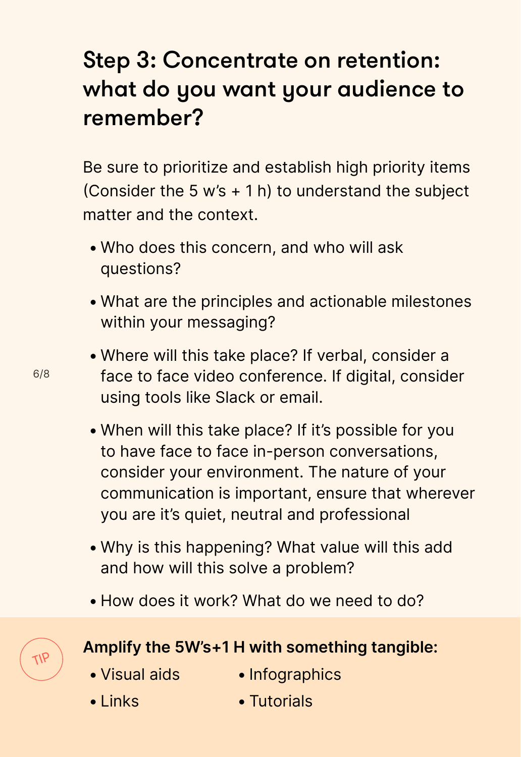## Step 3: Concentrate on retention: what do you want your audience to remember?

Be sure to prioritize and establish high priority items (Consider the 5 w's + 1 h) to understand the subject matter and the context.

- Who does this concern, and who will ask questions?
- What are the principles and actionable milestones within your messaging?
- Where will this take place? If verbal, consider a face to face video conference. If digital, consider using tools like Slack or email.
- When will this take place? If it's possible for you to have face to face in-person conversations, consider your environment. The nature of your communication is important, ensure that wherever you are it's quiet, neutral and professional
- Why is this happening? What value will this add and how will this solve a problem?
- How does it work? What do we need to do?

TIP

**Amplify the 5W's+1 H with something tangible:**

- Visual aids
- Links
- Infographics
- Tutorials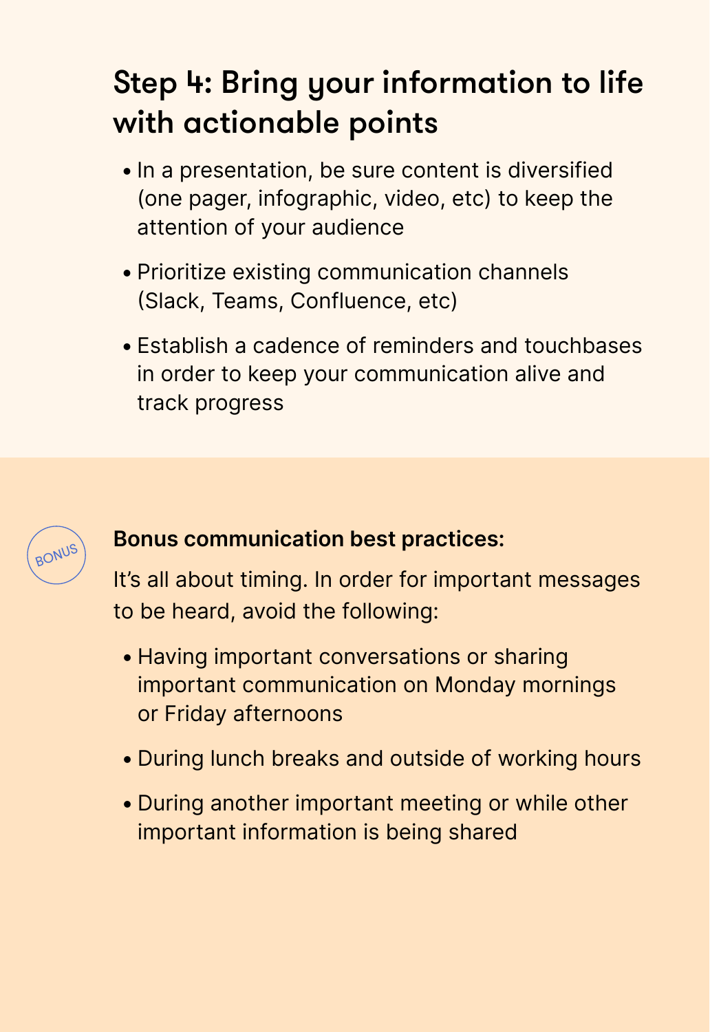## Step 4: Bring your information to life with actionable points

- In a presentation, be sure content is diversified (one pager, infographic, video, etc) to keep the attention of your audience
- Prioritize existing communication channels (Slack, Teams, Confluence, etc)
- Establish a cadence of reminders and touchbases in order to keep your communication alive and track progress

BONUS

**Bonus communication best practices:**

It's all about timing. In order for important messages to be heard, avoid the following:

- Having important conversations or sharing important communication on Monday mornings or Friday afternoons
- During lunch breaks and outside of working hours
- During another important meeting or while other important information is being shared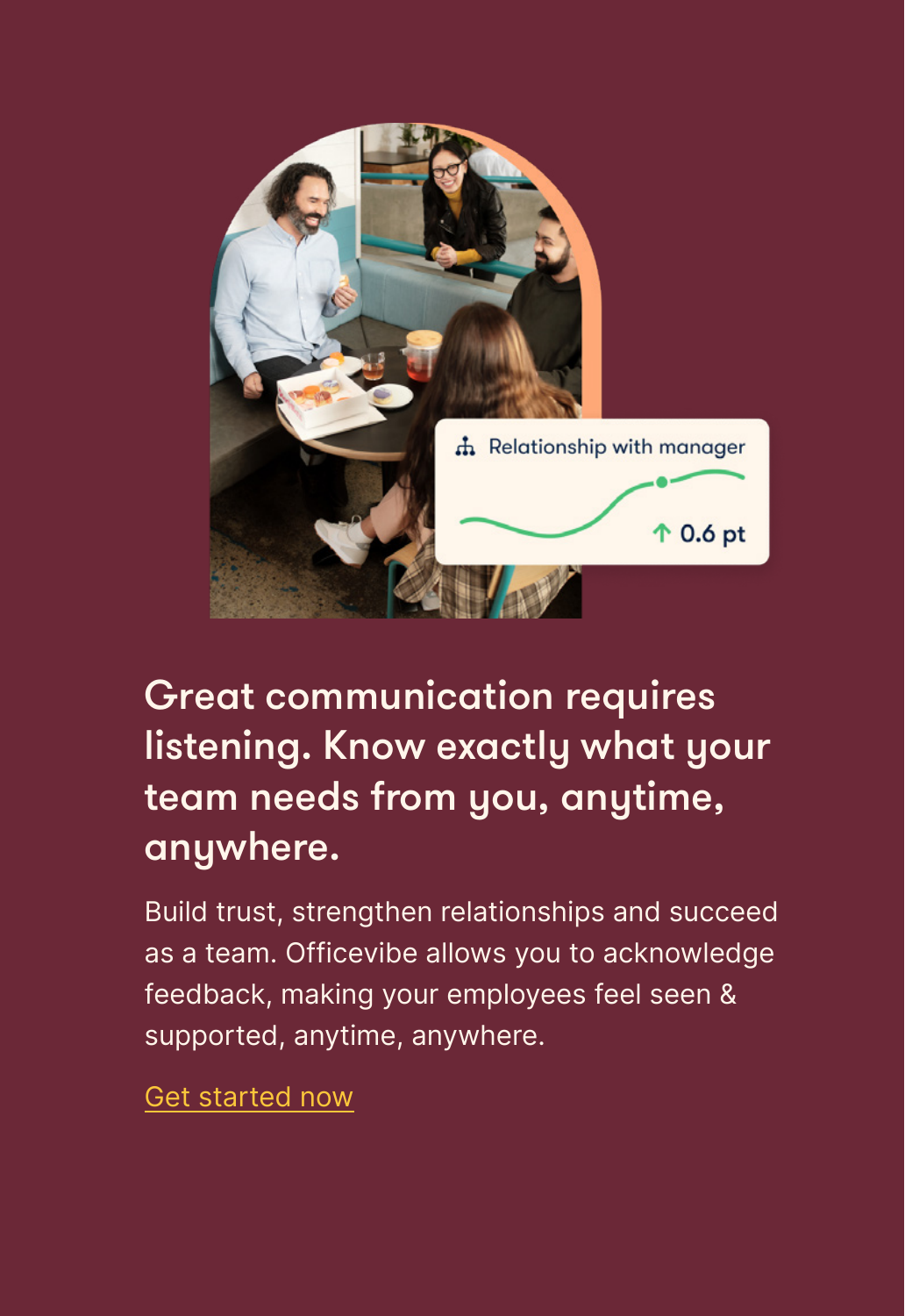Relationship with manager

↑ 0.6 pt

## Great communication requires listening. Know exactly what your team needs from you, anytime, anywhere.

Build trust, strengthen relationships and succeed as a team. Officevibe allows you to acknowledge feedback, making your employees feel seen & supported, anytime, anywhere.

Get started now